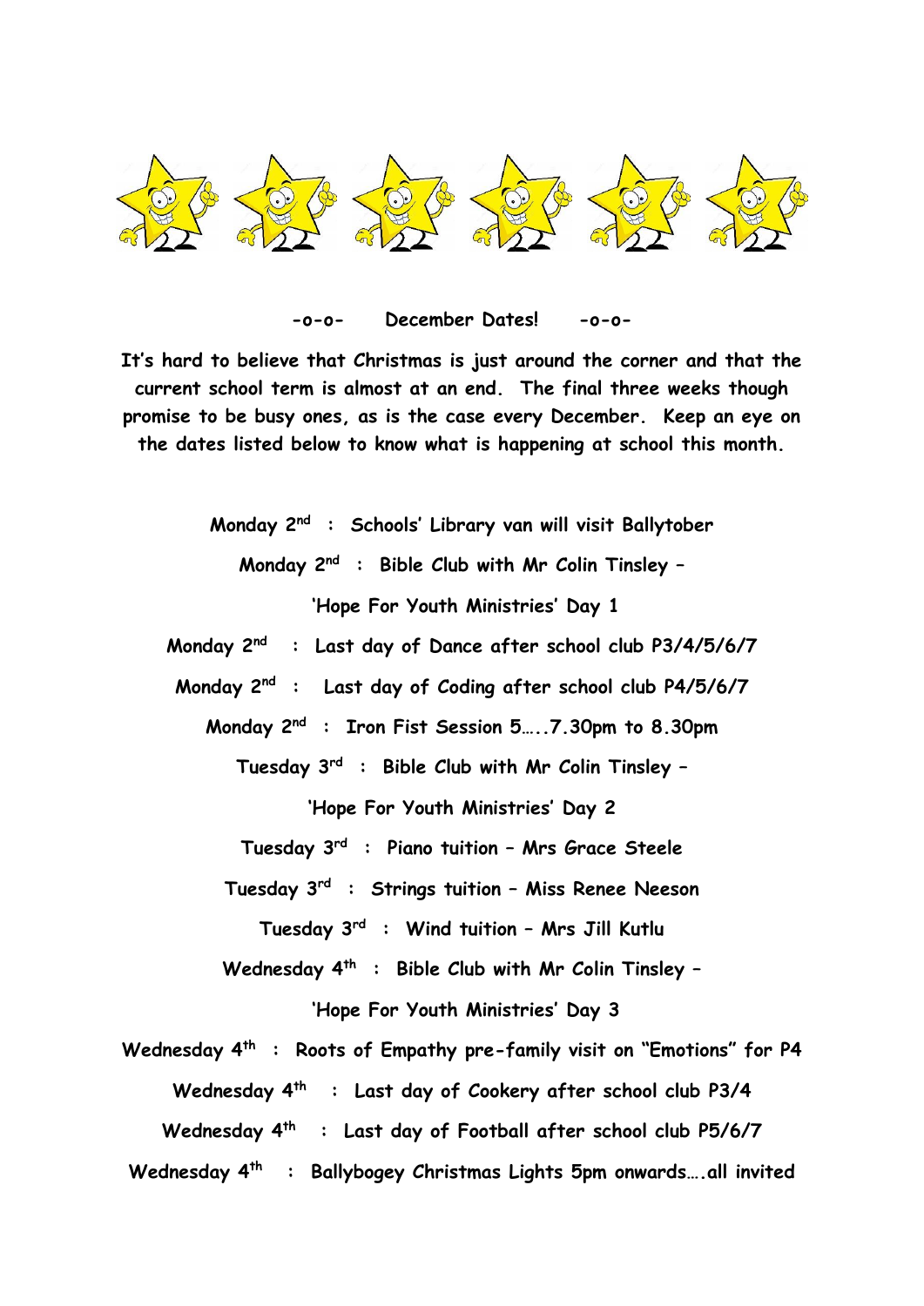**-o-o- December Dates! -o-o-**

**It's hard to believe that Christmas is just around the corner and that the current school term is almost at an end. The final three weeks though promise to be busy ones, as is the case every December. Keep an eye on the dates listed below to know what is happening at school this month.**

**Monday 2nd : Schools' Library van will visit Ballytober**

**Monday 2nd : Bible Club with Mr Colin Tinsley – 'Hope For Youth Ministries' Day 1**

**Monday 2nd : Last day of Dance after school club P3/4/5/6/7**

**Monday 2nd : Last day of Coding after school club P4/5/6/7**

**Monday 2nd : Iron Fist Session 5…..7.30pm to 8.30pm**

**Tuesday 3rd : Bible Club with Mr Colin Tinsley – 'Hope For Youth Ministries' Day 2**

**Tuesday 3rd : Piano tuition – Mrs Grace Steele**

**Tuesday 3rd : Strings tuition – Miss Renee Neeson**

**Tuesday 3rd : Wind tuition – Mrs Jill Kutlu**

**Wednesday 4th : Bible Club with Mr Colin Tinsley – 'Hope For Youth Ministries' Day 3**

**Wednesday 4th : Roots of Empathy pre-family visit on "Emotions" for P4**

**Wednesday 4th : Last day of Cookery after school club P3/4**

**Wednesday 4th : Last day of Football after school club P5/6/7**

**Wednesday 4th : Ballybogey Christmas Lights 5pm onwards….all invited**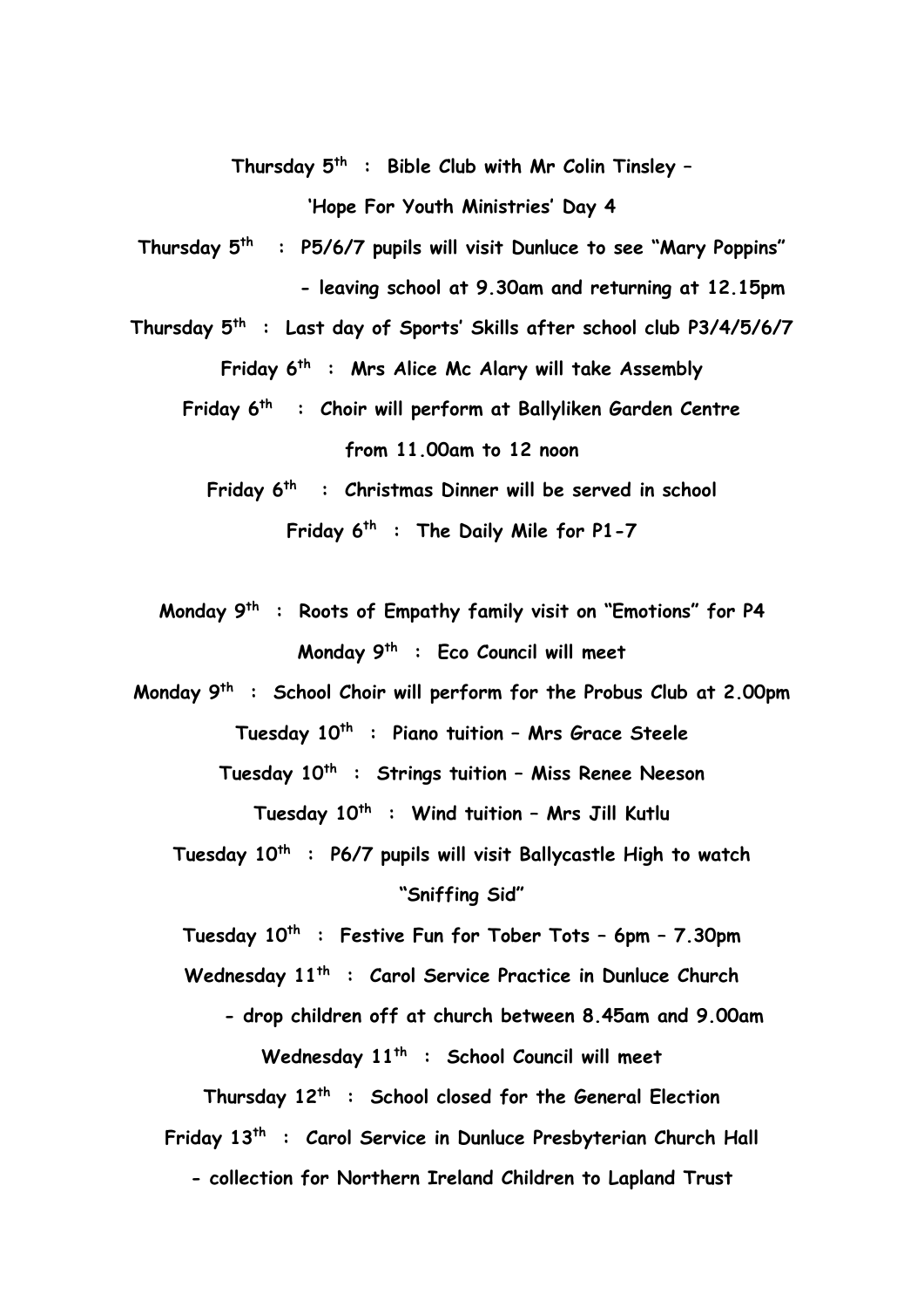**Thursday 5th : Bible Club with Mr Colin Tinsley –**

**'Hope For Youth Ministries' Day 4**

**Thursday 5th : P5/6/7 pupils will visit Dunluce to see "Mary Poppins"**

**- leaving school at 9.30am and returning at 12.15pm**

**Thursday 5th : Last day of Sports' Skills after school club P3/4/5/6/7**

**Friday 6th : Mrs Alice Mc Alary will take Assembly**

**Friday 6th : Choir will perform at Ballyliken Garden Centre**

**from 11.00am to 12 noon**

**Friday 6th : Christmas Dinner will be served in school**

**Friday 6th : The Daily Mile for P1-7**

**Monday 9th : Roots of Empathy family visit on "Emotions" for P4**

**Monday 9th : Eco Council will meet**

**Monday 9th : School Choir will perform for the Probus Club at 2.00pm**

**Tuesday 10th : Piano tuition – Mrs Grace Steele**

**Tuesday 10th : Strings tuition – Miss Renee Neeson**

**Tuesday 10th : Wind tuition – Mrs Jill Kutlu**

**Tuesday 10th : P6/7 pupils will visit Ballycastle High to watch**

**"Sniffing Sid"**

**Tuesday 10th : Festive Fun for Tober Tots – 6pm – 7.30pm**

**Wednesday 11th : Carol Service Practice in Dunluce Church**

**- drop children off at church between 8.45am and 9.00am**

**Wednesday 11th : School Council will meet**

**Thursday 12th : School closed for the General Election**

**Friday 13th : Carol Service in Dunluce Presbyterian Church Hall**

**- collection for Northern Ireland Children to Lapland Trust**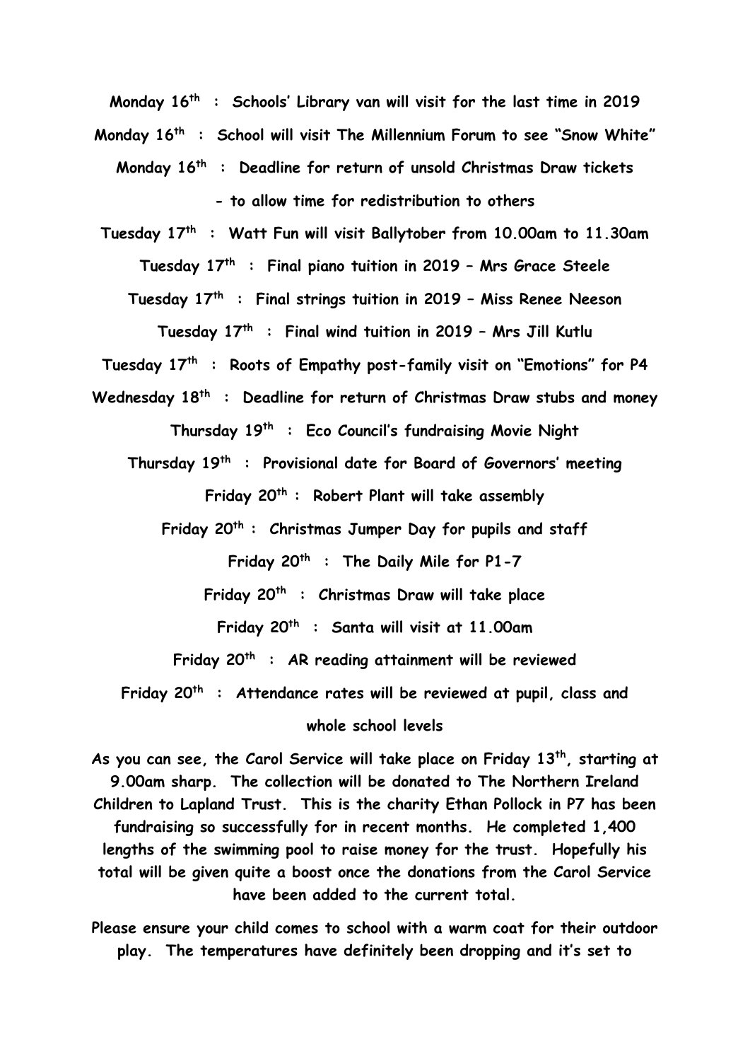**Monday 16th : Schools' Library van will visit for the last time in 2019**

**Monday 16th : School will visit The Millennium Forum to see "Snow White"**

**Monday 16th : Deadline for return of unsold Christmas Draw tickets - to allow time for redistribution to others**

**Tuesday 17th : Watt Fun will visit Ballytober from 10.00am to 11.30am**

**Tuesday 17th : Final piano tuition in 2019 – Mrs Grace Steele**

**Tuesday 17th : Final strings tuition in 2019 – Miss Renee Neeson**

**Tuesday 17th : Final wind tuition in 2019 – Mrs Jill Kutlu**

**Tuesday 17th : Roots of Empathy post-family visit on "Emotions" for P4**

**Wednesday 18th : Deadline for return of Christmas Draw stubs and money**

**Thursday 19th : Eco Council's fundraising Movie Night**

**Thursday 19th : Provisional date for Board of Governors' meeting**

**Friday 20th : Robert Plant will take assembly**

**Friday 20th : Christmas Jumper Day for pupils and staff**

**Friday 20th : The Daily Mile for P1-7**

**Friday 20th : Christmas Draw will take place**

**Friday 20th : Santa will visit at 11.00am**

**Friday 20th : AR reading attainment will be reviewed**

**Friday 20th : Attendance rates will be reviewed at pupil, class and whole school levels**

**As you can see, the Carol Service will take place on Friday 13th, starting at 9.00am sharp. The collection will be donated to The Northern Ireland Children to Lapland Trust. This is the charity Ethan Pollock in P7 has been fundraising so successfully for in recent months. He completed 1,400 lengths of the swimming pool to raise money for the trust. Hopefully his total will be given quite a boost once the donations from the Carol Service have been added to the current total.**

**Please ensure your child comes to school with a warm coat for their outdoor play. The temperatures have definitely been dropping and it's set to**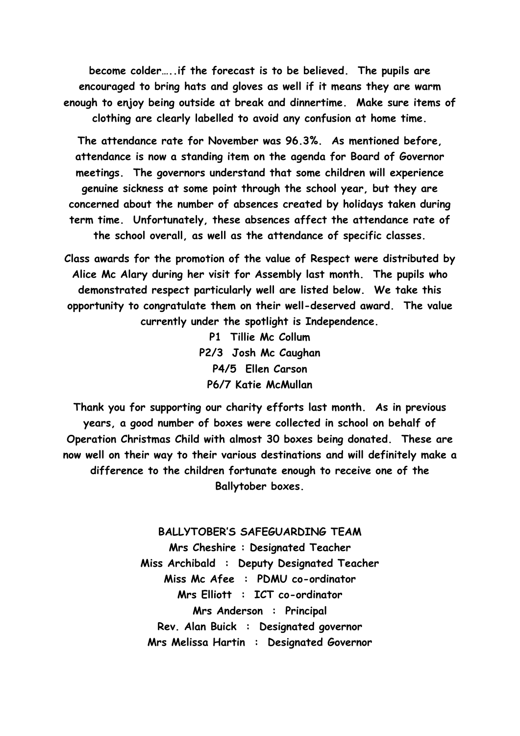**become colder…..if the forecast is to be believed. The pupils are encouraged to bring hats and gloves as well if it means they are warm enough to enjoy being outside at break and dinnertime. Make sure items of clothing are clearly labelled to avoid any confusion at home time.**

**The attendance rate for November was 96.3%. As mentioned before, attendance is now a standing item on the agenda for Board of Governor meetings. The governors understand that some children will experience genuine sickness at some point through the school year, but they are concerned about the number of absences created by holidays taken during term time. Unfortunately, these absences affect the attendance rate of the school overall, as well as the attendance of specific classes.**

**Class awards for the promotion of the value of Respect were distributed by Alice Mc Alary during her visit for Assembly last month. The pupils who demonstrated respect particularly well are listed below. We take this opportunity to congratulate them on their well-deserved award. The value currently under the spotlight is Independence.**

**P1 Tillie Mc Collum**
**P2/3 Josh Mc Caughan**
**P4/5 Ellen Carson**
**P6/7 Katie McMullan**

**Thank you for supporting our charity efforts last month. As in previous years, a good number of boxes were collected in school on behalf of Operation Christmas Child with almost 30 boxes being donated. These are now well on their way to their various destinations and will definitely make a difference to the children fortunate enough to receive one of the Ballytober boxes.**

**BALLYTOBER'S SAFEGUARDING TEAM**

**Mrs Cheshire : Designated Teacher**
**Miss Archibald : Deputy Designated Teacher**
**Miss Mc Afee : PDMU co-ordinator**
**Mrs Elliott : ICT co-ordinator**
**Mrs Anderson : Principal**
**Rev. Alan Buick : Designated governor**
**Mrs Melissa Hartin : Designated Governor**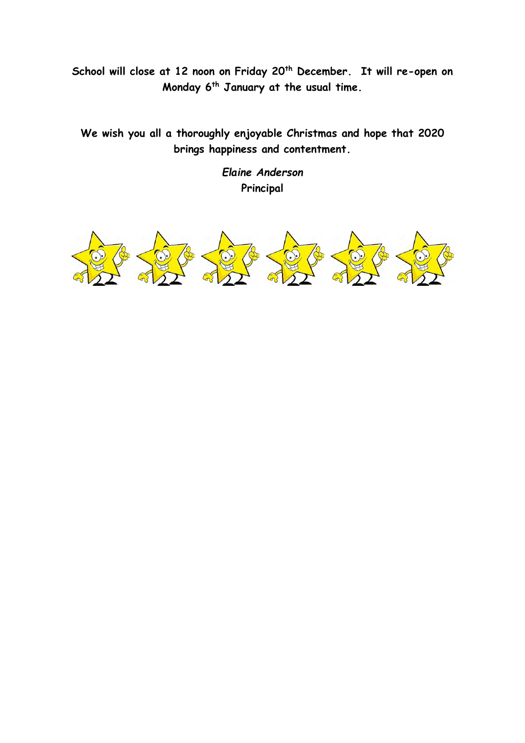**School will close at 12 noon on Friday 20th December. It will re-open on Monday 6th January at the usual time.**

**We wish you all a thoroughly enjoyable Christmas and hope that 2020 brings happiness and contentment.**

***Elaine Anderson***
**Principal**